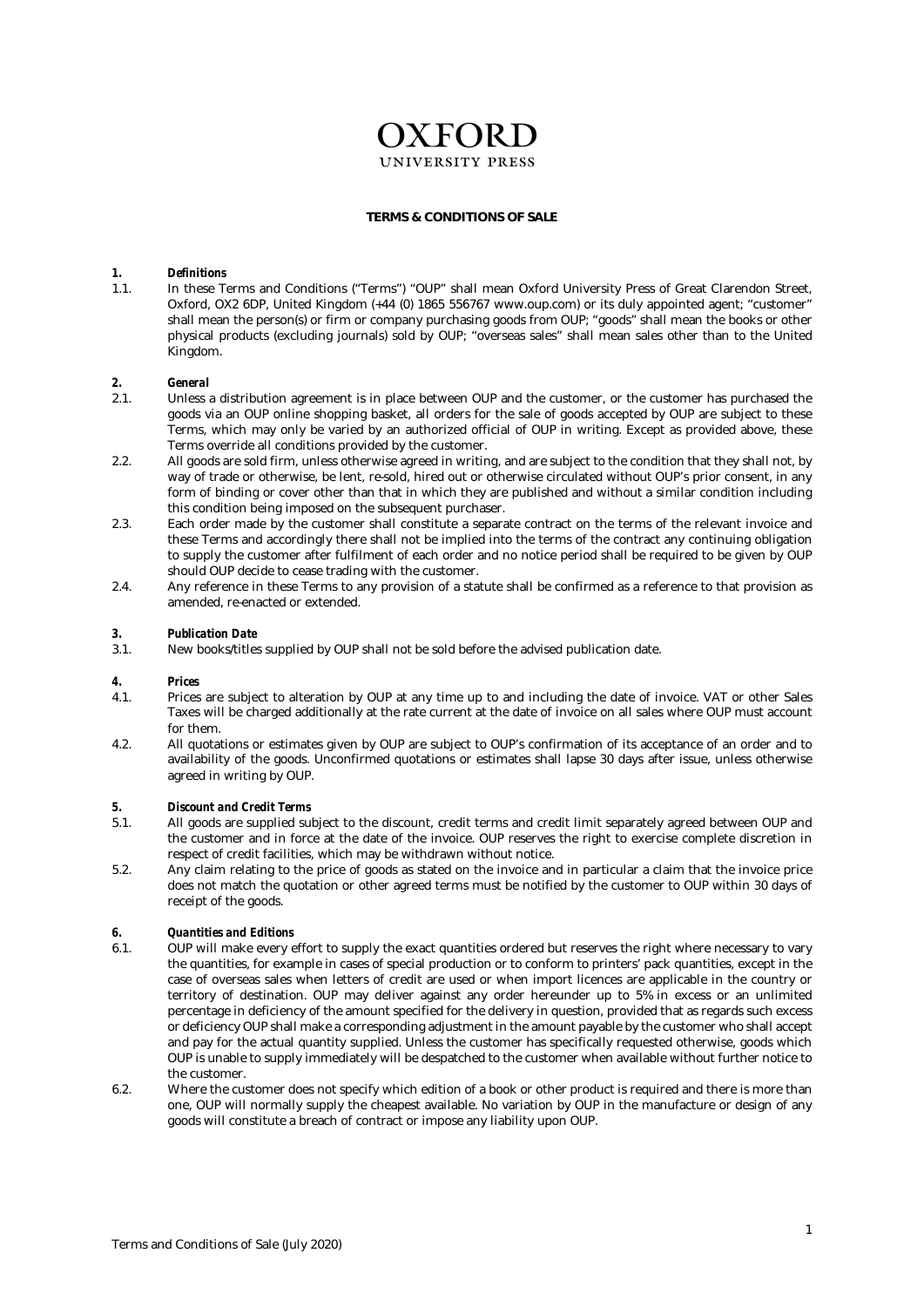# OXFORD
UNIVERSITY PRESS

**TERMS & CONDITIONS OF SALE**

**1. *Definitions***

1.1. In these Terms and Conditions ("Terms") "OUP" shall mean Oxford University Press of Great Clarendon Street, Oxford, OX2 6DP, United Kingdom (+44 (0) 1865 556767 www.oup.com) or its duly appointed agent; "customer" shall mean the person(s) or firm or company purchasing goods from OUP; "goods" shall mean the books or other physical products (excluding journals) sold by OUP; "overseas sales" shall mean sales other than to the United Kingdom.

**2. *General***

2.1. Unless a distribution agreement is in place between OUP and the customer, or the customer has purchased the goods via an OUP online shopping basket, all orders for the sale of goods accepted by OUP are subject to these Terms, which may only be varied by an authorized official of OUP in writing. Except as provided above, these Terms override all conditions provided by the customer.

2.2. All goods are sold firm, unless otherwise agreed in writing, and are subject to the condition that they shall not, by way of trade or otherwise, be lent, re-sold, hired out or otherwise circulated without OUP's prior consent, in any form of binding or cover other than that in which they are published and without a similar condition including this condition being imposed on the subsequent purchaser.

2.3. Each order made by the customer shall constitute a separate contract on the terms of the relevant invoice and these Terms and accordingly there shall not be implied into the terms of the contract any continuing obligation to supply the customer after fulfilment of each order and no notice period shall be required to be given by OUP should OUP decide to cease trading with the customer.

2.4. Any reference in these Terms to any provision of a statute shall be confirmed as a reference to that provision as amended, re-enacted or extended.

**3. *Publication Date***

3.1. New books/titles supplied by OUP shall not be sold before the advised publication date.

**4. *Prices***

4.1. Prices are subject to alteration by OUP at any time up to and including the date of invoice. VAT or other Sales Taxes will be charged additionally at the rate current at the date of invoice on all sales where OUP must account for them.

4.2. All quotations or estimates given by OUP are subject to OUP's confirmation of its acceptance of an order and to availability of the goods. Unconfirmed quotations or estimates shall lapse 30 days after issue, unless otherwise agreed in writing by OUP.

**5. *Discount and Credit Terms***

5.1. All goods are supplied subject to the discount, credit terms and credit limit separately agreed between OUP and the customer and in force at the date of the invoice. OUP reserves the right to exercise complete discretion in respect of credit facilities, which may be withdrawn without notice.

5.2. Any claim relating to the price of goods as stated on the invoice and in particular a claim that the invoice price does not match the quotation or other agreed terms must be notified by the customer to OUP within 30 days of receipt of the goods.

**6. *Quantities and Editions***

6.1. OUP will make every effort to supply the exact quantities ordered but reserves the right where necessary to vary the quantities, for example in cases of special production or to conform to printers' pack quantities, except in the case of overseas sales when letters of credit are used or when import licences are applicable in the country or territory of destination. OUP may deliver against any order hereunder up to 5% in excess or an unlimited percentage in deficiency of the amount specified for the delivery in question, provided that as regards such excess or deficiency OUP shall make a corresponding adjustment in the amount payable by the customer who shall accept and pay for the actual quantity supplied. Unless the customer has specifically requested otherwise, goods which OUP is unable to supply immediately will be despatched to the customer when available without further notice to the customer.

6.2. Where the customer does not specify which edition of a book or other product is required and there is more than one, OUP will normally supply the cheapest available. No variation by OUP in the manufacture or design of any goods will constitute a breach of contract or impose any liability upon OUP.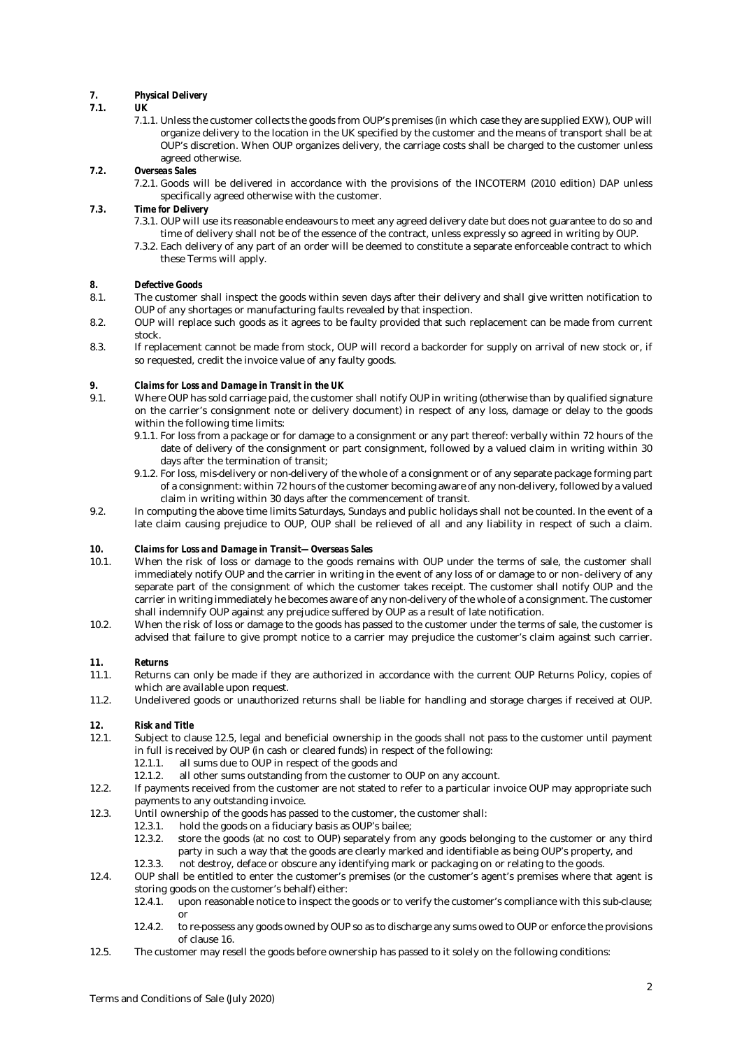## 7. Physical Delivery

### 7.1. UK

7.1.1. Unless the customer collects the goods from OUP's premises (in which case they are supplied EXW), OUP will organize delivery to the location in the UK specified by the customer and the means of transport shall be at OUP's discretion. When OUP organizes delivery, the carriage costs shall be charged to the customer unless agreed otherwise.

### 7.2. Overseas Sales

7.2.1. Goods will be delivered in accordance with the provisions of the INCOTERM (2010 edition) DAP unless specifically agreed otherwise with the customer.

### 7.3. Time for Delivery

7.3.1. OUP will use its reasonable endeavours to meet any agreed delivery date but does not guarantee to do so and time of delivery shall not be of the essence of the contract, unless expressly so agreed in writing by OUP.

7.3.2. Each delivery of any part of an order will be deemed to constitute a separate enforceable contract to which these Terms will apply.

## 8. Defective Goods

8.1. The customer shall inspect the goods within seven days after their delivery and shall give written notification to OUP of any shortages or manufacturing faults revealed by that inspection.

8.2. OUP will replace such goods as it agrees to be faulty provided that such replacement can be made from current stock.

8.3. If replacement cannot be made from stock, OUP will record a backorder for supply on arrival of new stock or, if so requested, credit the invoice value of any faulty goods.

## 9. Claims for Loss and Damage in Transit in the UK

9.1. Where OUP has sold carriage paid, the customer shall notify OUP in writing (otherwise than by qualified signature on the carrier's consignment note or delivery document) in respect of any loss, damage or delay to the goods within the following time limits:

9.1.1. For loss from a package or for damage to a consignment or any part thereof: verbally within 72 hours of the date of delivery of the consignment or part consignment, followed by a valued claim in writing within 30 days after the termination of transit;

9.1.2. For loss, mis-delivery or non-delivery of the whole of a consignment or of any separate package forming part of a consignment: within 72 hours of the customer becoming aware of any non-delivery, followed by a valued claim in writing within 30 days after the commencement of transit.

9.2. In computing the above time limits Saturdays, Sundays and public holidays shall not be counted. In the event of a late claim causing prejudice to OUP, OUP shall be relieved of all and any liability in respect of such a claim.

## 10. Claims for Loss and Damage in Transit—Overseas Sales

10.1. When the risk of loss or damage to the goods remains with OUP under the terms of sale, the customer shall immediately notify OUP and the carrier in writing in the event of any loss of or damage to or non- delivery of any separate part of the consignment of which the customer takes receipt. The customer shall notify OUP and the carrier in writing immediately he becomes aware of any non-delivery of the whole of a consignment. The customer shall indemnify OUP against any prejudice suffered by OUP as a result of late notification.

10.2. When the risk of loss or damage to the goods has passed to the customer under the terms of sale, the customer is advised that failure to give prompt notice to a carrier may prejudice the customer's claim against such carrier.

## 11. Returns

11.1. Returns can only be made if they are authorized in accordance with the current OUP Returns Policy, copies of which are available upon request.

11.2. Undelivered goods or unauthorized returns shall be liable for handling and storage charges if received at OUP.

## 12. Risk and Title

12.1. Subject to clause 12.5, legal and beneficial ownership in the goods shall not pass to the customer until payment in full is received by OUP (in cash or cleared funds) in respect of the following:

12.1.1. all sums due to OUP in respect of the goods and

12.1.2. all other sums outstanding from the customer to OUP on any account.

12.2. If payments received from the customer are not stated to refer to a particular invoice OUP may appropriate such payments to any outstanding invoice.

12.3. Until ownership of the goods has passed to the customer, the customer shall:

12.3.1. hold the goods on a fiduciary basis as OUP's bailee;

12.3.2. store the goods (at no cost to OUP) separately from any goods belonging to the customer or any third party in such a way that the goods are clearly marked and identifiable as being OUP's property, and

12.3.3. not destroy, deface or obscure any identifying mark or packaging on or relating to the goods.

12.4. OUP shall be entitled to enter the customer's premises (or the customer's agent's premises where that agent is storing goods on the customer's behalf) either:

12.4.1. upon reasonable notice to inspect the goods or to verify the customer's compliance with this sub-clause; or

12.4.2. to re-possess any goods owned by OUP so as to discharge any sums owed to OUP or enforce the provisions of clause 16.

12.5. The customer may resell the goods before ownership has passed to it solely on the following conditions: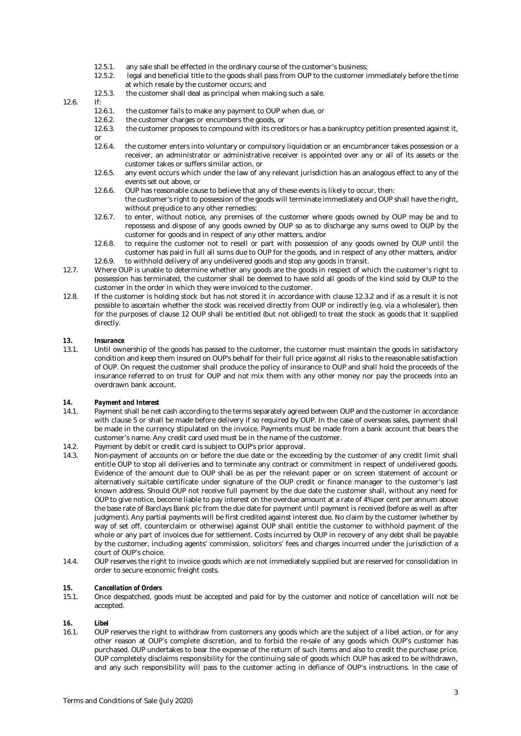12.5.1. any sale shall be effected in the ordinary course of the customer's business;

12.5.2. legal and beneficial title to the goods shall pass from OUP to the customer immediately before the time at which resale by the customer occurs; and

12.5.3. the customer shall deal as principal when making such a sale.

12.6. If:

12.6.1. the customer fails to make any payment to OUP when due, or

12.6.2. the customer charges or encumbers the goods, or

12.6.3. the customer proposes to compound with its creditors or has a bankruptcy petition presented against it, or

12.6.4. the customer enters into voluntary or compulsory liquidation or an encumbrancer takes possession or a receiver, an administrator or administrative receiver is appointed over any or all of its assets or the customer takes or suffers similar action, or

12.6.5. any event occurs which under the law of any relevant jurisdiction has an analogous effect to any of the events set out above, or

12.6.6. OUP has reasonable cause to believe that any of these events is likely to occur, then:
the customer's right to possession of the goods will terminate immediately and OUP shall have the right, without prejudice to any other remedies:

12.6.7. to enter, without notice, any premises of the customer where goods owned by OUP may be and to repossess and dispose of any goods owned by OUP so as to discharge any sums owed to OUP by the customer for goods and in respect of any other matters, and/or

12.6.8. to require the customer not to resell or part with possession of any goods owned by OUP until the customer has paid in full all sums due to OUP for the goods, and in respect of any other matters, and/or

12.6.9. to withhold delivery of any undelivered goods and stop any goods in transit.

12.7. Where OUP is unable to determine whether any goods are the goods in respect of which the customer's right to possession has terminated, the customer shall be deemed to have sold all goods of the kind sold by OUP to the customer in the order in which they were invoiced to the customer.

12.8. If the customer is holding stock but has not stored it in accordance with clause 12.3.2 and if as a result it is not possible to ascertain whether the stock was received directly from OUP or indirectly (e.g. via a wholesaler), then for the purposes of clause 12 OUP shall be entitled (but not obliged) to treat the stock as goods that it supplied directly.

## 13. *Insurance*

13.1. Until ownership of the goods has passed to the customer, the customer must maintain the goods in satisfactory condition and keep them insured on OUP's behalf for their full price against all risks to the reasonable satisfaction of OUP. On request the customer shall produce the policy of insurance to OUP and shall hold the proceeds of the insurance referred to on trust for OUP and not mix them with any other money nor pay the proceeds into an overdrawn bank account.

## 14. *Payment and Interest*

14.1. Payment shall be net cash according to the terms separately agreed between OUP and the customer in accordance with clause 5 or shall be made before delivery if so required by OUP. In the case of overseas sales, payment shall be made in the currency stipulated on the invoice. Payments must be made from a bank account that bears the customer's name. Any credit card used must be in the name of the customer.

14.2. Payment by debit or credit card is subject to OUP's prior approval.

14.3. Non-payment of accounts on or before the due date or the exceeding by the customer of any credit limit shall entitle OUP to stop all deliveries and to terminate any contract or commitment in respect of undelivered goods. Evidence of the amount due to OUP shall be as per the relevant paper or on screen statement of account or alternatively suitable certificate under signature of the OUP credit or finance manager to the customer's last known address. Should OUP not receive full payment by the due date the customer shall, without any need for OUP to give notice, become liable to pay interest on the overdue amount at a rate of 4% per cent per annum above the base rate of Barclays Bank plc from the due date for payment until payment is received (before as well as after judgment). Any partial payments will be first credited against interest due. No claim by the customer (whether by way of set off, counterclaim or otherwise) against OUP shall entitle the customer to withhold payment of the whole or any part of invoices due for settlement. Costs incurred by OUP in recovery of any debt shall be payable by the customer, including agents' commission, solicitors' fees and charges incurred under the jurisdiction of a court of OUP's choice.

14.4. OUP reserves the right to invoice goods which are not immediately supplied but are reserved for consolidation in order to secure economic freight costs.

## 15. *Cancellation of Orders*

15.1. Once despatched, goods must be accepted and paid for by the customer and notice of cancellation will not be accepted.

## 16. *Libel*

16.1. OUP reserves the right to withdraw from customers any goods which are the subject of a libel action, or for any other reason at OUP's complete discretion, and to forbid the re-sale of any goods which OUP's customer has purchased. OUP undertakes to bear the expense of the return of such items and also to credit the purchase price. OUP completely disclaims responsibility for the continuing sale of goods which OUP has asked to be withdrawn, and any such responsibility will pass to the customer acting in defiance of OUP's instructions. In the case of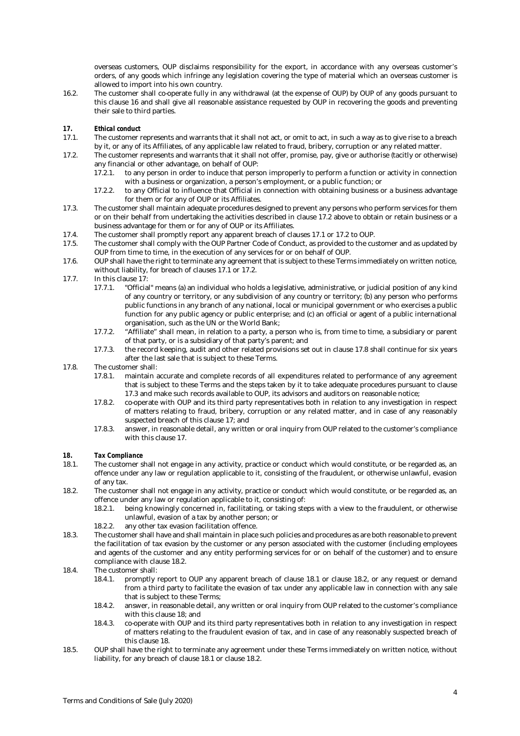overseas customers, OUP disclaims responsibility for the export, in accordance with any overseas customer's orders, of any goods which infringe any legislation covering the type of material which an overseas customer is allowed to import into his own country.

16.2. The customer shall co-operate fully in any withdrawal (at the expense of OUP) by OUP of any goods pursuant to this clause 16 and shall give all reasonable assistance requested by OUP in recovering the goods and preventing their sale to third parties.

**17. *Ethical conduct***

17.1. The customer represents and warrants that it shall not act, or omit to act, in such a way as to give rise to a breach by it, or any of its Affiliates, of any applicable law related to fraud, bribery, corruption or any related matter.

17.2. The customer represents and warrants that it shall not offer, promise, pay, give or authorise (tacitly or otherwise) any financial or other advantage, on behalf of OUP:

- 17.2.1. to any person in order to induce that person improperly to perform a function or activity in connection with a business or organization, a person's employment, or a public function; or
- 17.2.2. to any Official to influence that Official in connection with obtaining business or a business advantage for them or for any of OUP or its Affiliates.

17.3. The customer shall maintain adequate procedures designed to prevent any persons who perform services for them or on their behalf from undertaking the activities described in clause 17.2 above to obtain or retain business or a business advantage for them or for any of OUP or its Affiliates.

17.4. The customer shall promptly report any apparent breach of clauses 17.1 or 17.2 to OUP.

17.5. The customer shall comply with the OUP Partner Code of Conduct, as provided to the customer and as updated by OUP from time to time, in the execution of any services for or on behalf of OUP.

17.6. OUP shall have the right to terminate any agreement that is subject to these Terms immediately on written notice, without liability, for breach of clauses 17.1 or 17.2.

17.7. In this clause 17:

- 17.7.1. "Official" means (a) an individual who holds a legislative, administrative, or judicial position of any kind of any country or territory, or any subdivision of any country or territory; (b) any person who performs public functions in any branch of any national, local or municipal government or who exercises a public function for any public agency or public enterprise; and (c) an official or agent of a public international organisation, such as the UN or the World Bank;
- 17.7.2. "Affiliate" shall mean, in relation to a party, a person who is, from time to time, a subsidiary or parent of that party, or is a subsidiary of that party's parent; and
- 17.7.3. the record keeping, audit and other related provisions set out in clause 17.8 shall continue for six years after the last sale that is subject to these Terms.

17.8. The customer shall:

- 17.8.1. maintain accurate and complete records of all expenditures related to performance of any agreement that is subject to these Terms and the steps taken by it to take adequate procedures pursuant to clause 17.3 and make such records available to OUP, its advisors and auditors on reasonable notice;
- 17.8.2. co-operate with OUP and its third party representatives both in relation to any investigation in respect of matters relating to fraud, bribery, corruption or any related matter, and in case of any reasonably suspected breach of this clause 17; and
- 17.8.3. answer, in reasonable detail, any written or oral inquiry from OUP related to the customer's compliance with this clause 17.

**18. *Tax Compliance***

18.1. The customer shall not engage in any activity, practice or conduct which would constitute, or be regarded as, an offence under any law or regulation applicable to it, consisting of the fraudulent, or otherwise unlawful, evasion of any tax.

18.2. The customer shall not engage in any activity, practice or conduct which would constitute, or be regarded as, an offence under any law or regulation applicable to it, consisting of:

- 18.2.1. being knowingly concerned in, facilitating, or taking steps with a view to the fraudulent, or otherwise unlawful, evasion of a tax by another person; or
- 18.2.2. any other tax evasion facilitation offence.

18.3. The customer shall have and shall maintain in place such policies and procedures as are both reasonable to prevent the facilitation of tax evasion by the customer or any person associated with the customer (including employees and agents of the customer and any entity performing services for or on behalf of the customer) and to ensure compliance with clause 18.2.

18.4. The customer shall:

- 18.4.1. promptly report to OUP any apparent breach of clause 18.1 or clause 18.2, or any request or demand from a third party to facilitate the evasion of tax under any applicable law in connection with any sale that is subject to these Terms;
- 18.4.2. answer, in reasonable detail, any written or oral inquiry from OUP related to the customer's compliance with this clause 18; and
- 18.4.3. co-operate with OUP and its third party representatives both in relation to any investigation in respect of matters relating to the fraudulent evasion of tax, and in case of any reasonably suspected breach of this clause 18.

18.5. OUP shall have the right to terminate any agreement under these Terms immediately on written notice, without liability, for any breach of clause 18.1 or clause 18.2.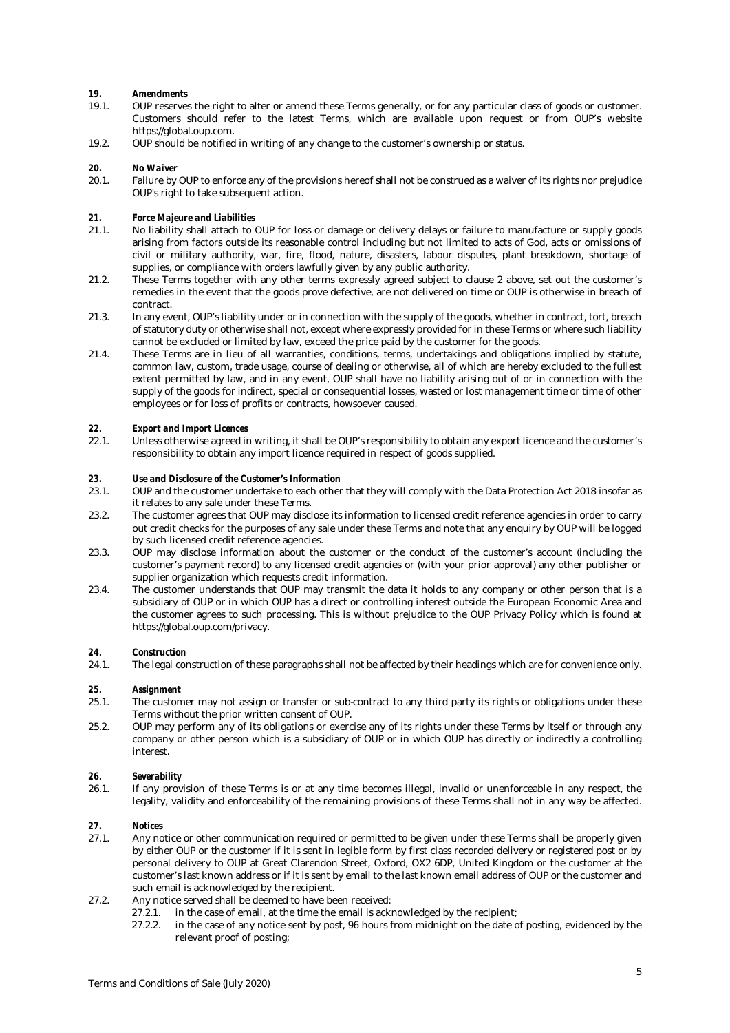## 19. *Amendments*

19.1. OUP reserves the right to alter or amend these Terms generally, or for any particular class of goods or customer. Customers should refer to the latest Terms, which are available upon request or from OUP's website https://global.oup.com.

19.2. OUP should be notified in writing of any change to the customer's ownership or status.

## 20. *No Waiver*

20.1. Failure by OUP to enforce any of the provisions hereof shall not be construed as a waiver of its rights nor prejudice OUP's right to take subsequent action.

## 21. *Force Majeure and Liabilities*

21.1. No liability shall attach to OUP for loss or damage or delivery delays or failure to manufacture or supply goods arising from factors outside its reasonable control including but not limited to acts of God, acts or omissions of civil or military authority, war, fire, flood, nature, disasters, labour disputes, plant breakdown, shortage of supplies, or compliance with orders lawfully given by any public authority.

21.2. These Terms together with any other terms expressly agreed subject to clause 2 above, set out the customer's remedies in the event that the goods prove defective, are not delivered on time or OUP is otherwise in breach of contract.

21.3. In any event, OUP's liability under or in connection with the supply of the goods, whether in contract, tort, breach of statutory duty or otherwise shall not, except where expressly provided for in these Terms or where such liability cannot be excluded or limited by law, exceed the price paid by the customer for the goods.

21.4. These Terms are in lieu of all warranties, conditions, terms, undertakings and obligations implied by statute, common law, custom, trade usage, course of dealing or otherwise, all of which are hereby excluded to the fullest extent permitted by law, and in any event, OUP shall have no liability arising out of or in connection with the supply of the goods for indirect, special or consequential losses, wasted or lost management time or time of other employees or for loss of profits or contracts, howsoever caused.

## 22. *Export and Import Licences*

22.1. Unless otherwise agreed in writing, it shall be OUP's responsibility to obtain any export licence and the customer's responsibility to obtain any import licence required in respect of goods supplied.

## 23. *Use and Disclosure of the Customer's Information*

23.1. OUP and the customer undertake to each other that they will comply with the Data Protection Act 2018 insofar as it relates to any sale under these Terms.

23.2. The customer agrees that OUP may disclose its information to licensed credit reference agencies in order to carry out credit checks for the purposes of any sale under these Terms and note that any enquiry by OUP will be logged by such licensed credit reference agencies.

23.3. OUP may disclose information about the customer or the conduct of the customer's account (including the customer's payment record) to any licensed credit agencies or (with your prior approval) any other publisher or supplier organization which requests credit information.

23.4. The customer understands that OUP may transmit the data it holds to any company or other person that is a subsidiary of OUP or in which OUP has a direct or controlling interest outside the European Economic Area and the customer agrees to such processing. This is without prejudice to the OUP Privacy Policy which is found at https://global.oup.com/privacy.

## 24. *Construction*

24.1. The legal construction of these paragraphs shall not be affected by their headings which are for convenience only.

## 25. *Assignment*

25.1. The customer may not assign or transfer or sub-contract to any third party its rights or obligations under these Terms without the prior written consent of OUP.

25.2. OUP may perform any of its obligations or exercise any of its rights under these Terms by itself or through any company or other person which is a subsidiary of OUP or in which OUP has directly or indirectly a controlling interest.

## 26. *Severability*

26.1. If any provision of these Terms is or at any time becomes illegal, invalid or unenforceable in any respect, the legality, validity and enforceability of the remaining provisions of these Terms shall not in any way be affected.

## 27. *Notices*

27.1. Any notice or other communication required or permitted to be given under these Terms shall be properly given by either OUP or the customer if it is sent in legible form by first class recorded delivery or registered post or by personal delivery to OUP at Great Clarendon Street, Oxford, OX2 6DP, United Kingdom or the customer at the customer's last known address or if it is sent by email to the last known email address of OUP or the customer and such email is acknowledged by the recipient.

27.2. Any notice served shall be deemed to have been received:

- 27.2.1. in the case of email, at the time the email is acknowledged by the recipient;
- 27.2.2. in the case of any notice sent by post, 96 hours from midnight on the date of posting, evidenced by the relevant proof of posting;

Terms and Conditions of Sale (July 2020)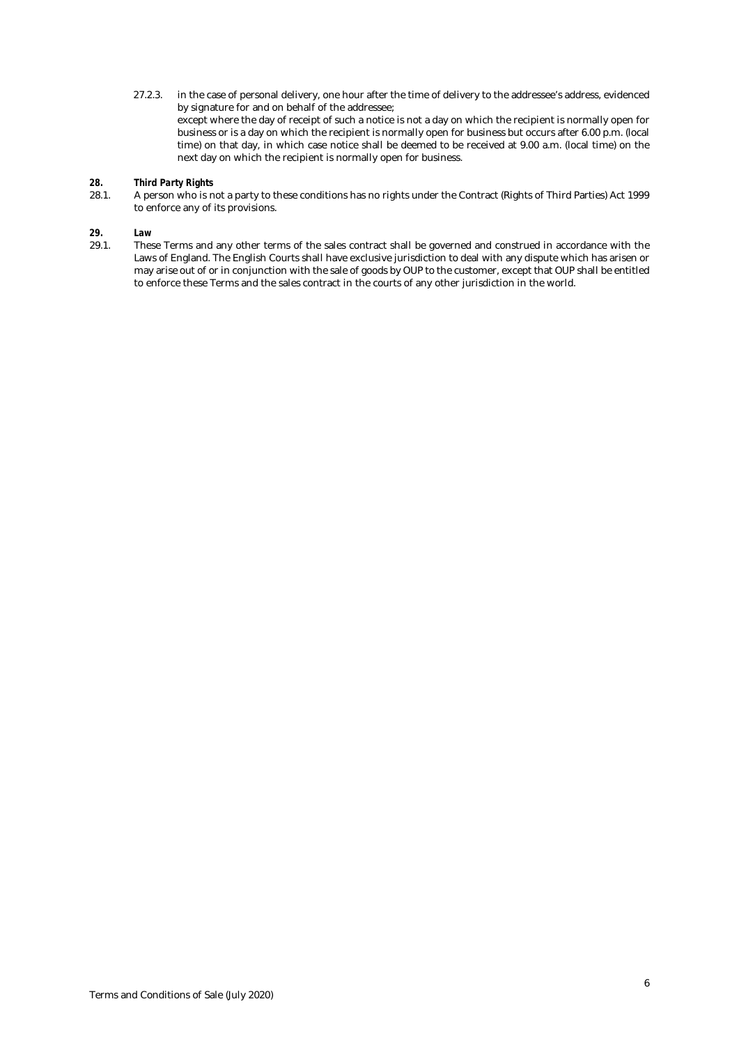27.2.3. in the case of personal delivery, one hour after the time of delivery to the addressee's address, evidenced by signature for and on behalf of the addressee;

except where the day of receipt of such a notice is not a day on which the recipient is normally open for business or is a day on which the recipient is normally open for business but occurs after 6.00 p.m. (local time) on that day, in which case notice shall be deemed to be received at 9.00 a.m. (local time) on the next day on which the recipient is normally open for business.

**28. *Third Party Rights***

28.1. A person who is not a party to these conditions has no rights under the Contract (Rights of Third Parties) Act 1999 to enforce any of its provisions.

**29. *Law***

29.1. These Terms and any other terms of the sales contract shall be governed and construed in accordance with the Laws of England. The English Courts shall have exclusive jurisdiction to deal with any dispute which has arisen or may arise out of or in conjunction with the sale of goods by OUP to the customer, except that OUP shall be entitled to enforce these Terms and the sales contract in the courts of any other jurisdiction in the world.